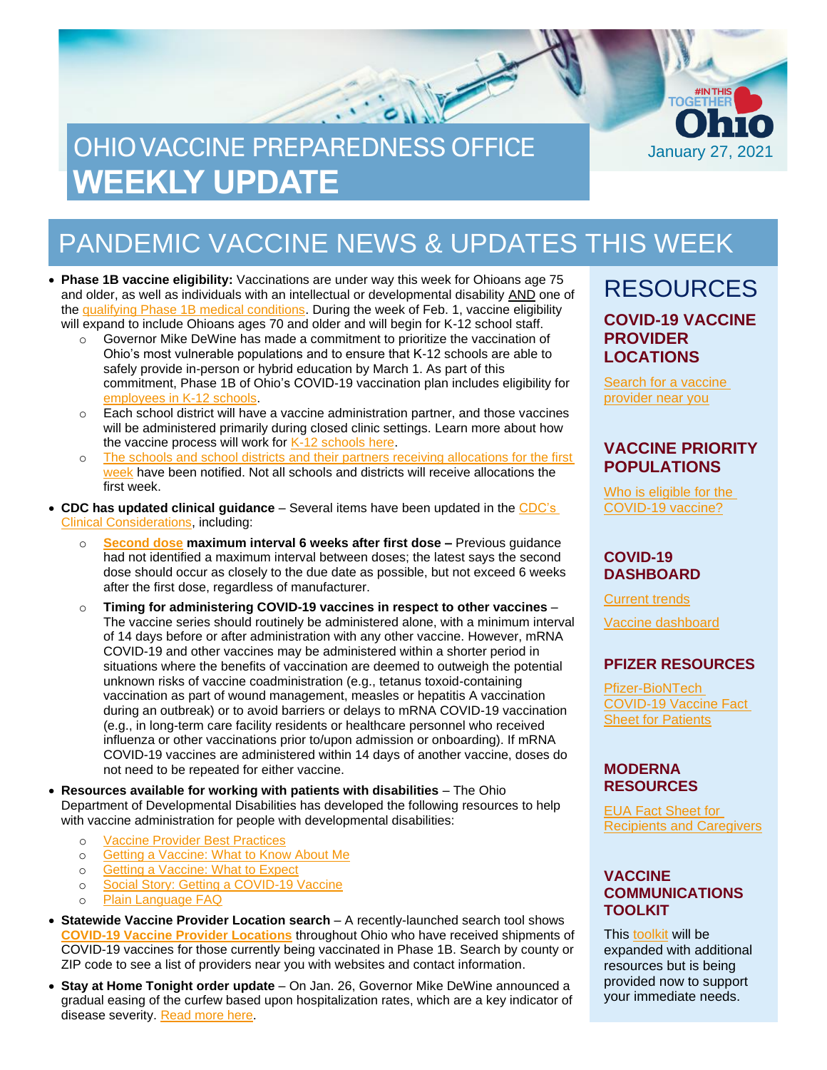# OHIO VACCINE PREPAREDNESS OFFICE
# WEEKLY UPDATE

#IN THIS TOGETHER Ohio

January 27, 2021

## PANDEMIC VACCINE NEWS & UPDATES THIS WEEK

- **Phase 1B vaccine eligibility:** Vaccinations are under way this week for Ohioans age 75 and older, as well as individuals with an intellectual or developmental disability AND one of the qualifying Phase 1B medical conditions. During the week of Feb. 1, vaccine eligibility will expand to include Ohioans ages 70 and older and will begin for K-12 school staff.
  - Governor Mike DeWine has made a commitment to prioritize the vaccination of Ohio's most vulnerable populations and to ensure that K-12 schools are able to safely provide in-person or hybrid education by March 1. As part of this commitment, Phase 1B of Ohio's COVID-19 vaccination plan includes eligibility for employees in K-12 schools.
  - Each school district will have a vaccine administration partner, and those vaccines will be administered primarily during closed clinic settings. Learn more about how the vaccine process will work for K-12 schools here.
  - The schools and school districts and their partners receiving allocations for the first week have been notified. Not all schools and districts will receive allocations the first week.
- **CDC has updated clinical guidance** – Several items have been updated in the CDC's Clinical Considerations, including:
  - **Second dose maximum interval 6 weeks after first dose –** Previous guidance had not identified a maximum interval between doses; the latest says the second dose should occur as closely to the due date as possible, but not exceed 6 weeks after the first dose, regardless of manufacturer.
  - **Timing for administering COVID-19 vaccines in respect to other vaccines** – The vaccine series should routinely be administered alone, with a minimum interval of 14 days before or after administration with any other vaccine. However, mRNA COVID-19 and other vaccines may be administered within a shorter period in situations where the benefits of vaccination are deemed to outweigh the potential unknown risks of vaccine coadministration (e.g., tetanus toxoid-containing vaccination as part of wound management, measles or hepatitis A vaccination during an outbreak) or to avoid barriers or delays to mRNA COVID-19 vaccination (e.g., in long-term care facility residents or healthcare personnel who received influenza or other vaccinations prior to/upon admission or onboarding). If mRNA COVID-19 vaccines are administered within 14 days of another vaccine, doses do not need to be repeated for either vaccine.
- **Resources available for working with patients with disabilities** – The Ohio Department of Developmental Disabilities has developed the following resources to help with vaccine administration for people with developmental disabilities:
  - Vaccine Provider Best Practices
  - Getting a Vaccine: What to Know About Me
  - Getting a Vaccine: What to Expect
  - Social Story: Getting a COVID-19 Vaccine
  - Plain Language FAQ
- **Statewide Vaccine Provider Location search** – A recently-launched search tool shows **COVID-19 Vaccine Provider Locations** throughout Ohio who have received shipments of COVID-19 vaccines for those currently being vaccinated in Phase 1B. Search by county or ZIP code to see a list of providers near you with websites and contact information.
- **Stay at Home Tonight order update** – On Jan. 26, Governor Mike DeWine announced a gradual easing of the curfew based upon hospitalization rates, which are a key indicator of disease severity. Read more here.

## RESOURCES

### COVID-19 VACCINE PROVIDER LOCATIONS

Search for a vaccine provider near you

### VACCINE PRIORITY POPULATIONS

Who is eligible for the COVID-19 vaccine?

### COVID-19 DASHBOARD

Current trends

Vaccine dashboard

### PFIZER RESOURCES

Pfizer-BioNTech COVID-19 Vaccine Fact Sheet for Patients

### MODERNA RESOURCES

EUA Fact Sheet for Recipients and Caregivers

### VACCINE COMMUNICATIONS TOOLKIT

This toolkit will be expanded with additional resources but is being provided now to support your immediate needs.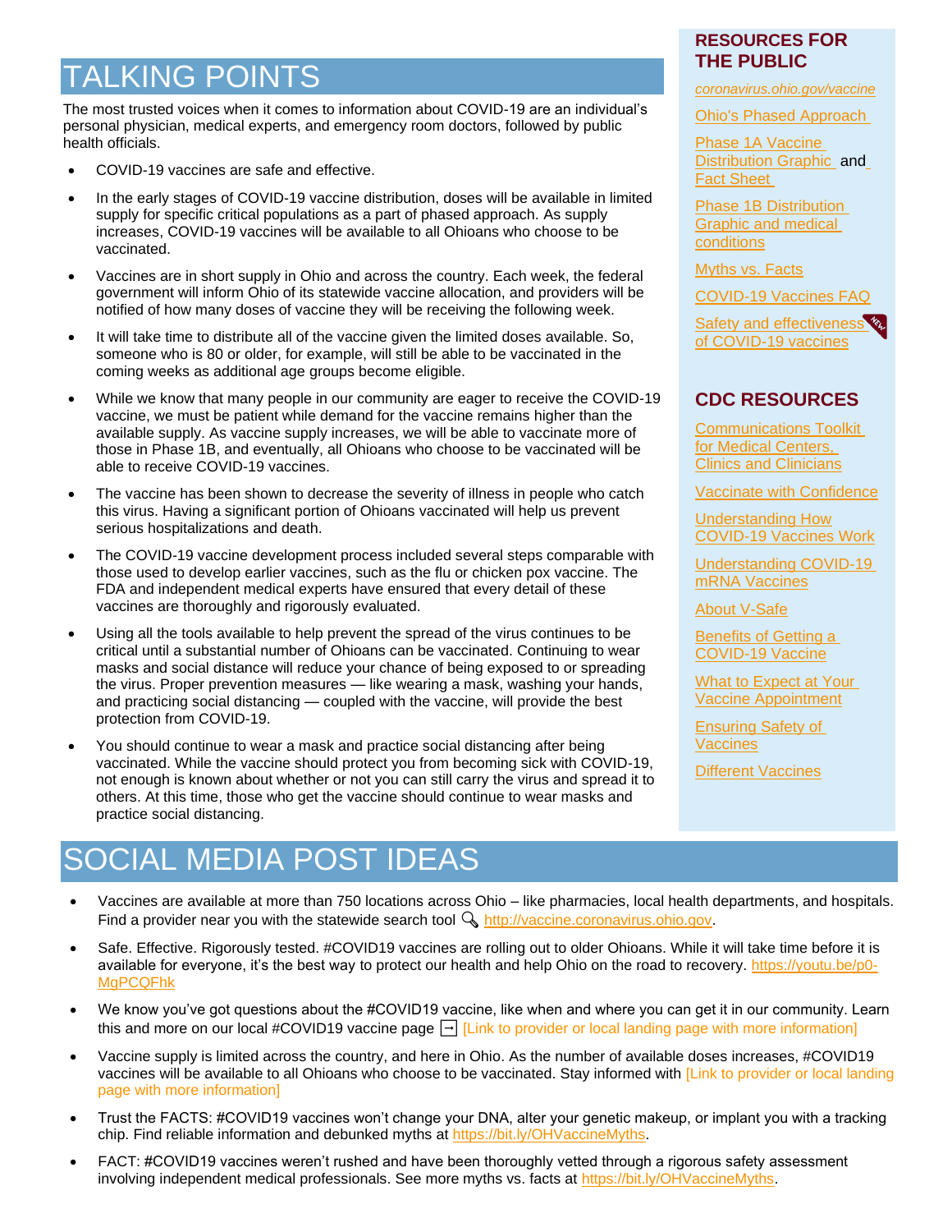# TALKING POINTS

The most trusted voices when it comes to information about COVID-19 are an individual's personal physician, medical experts, and emergency room doctors, followed by public health officials.

- COVID-19 vaccines are safe and effective.
- In the early stages of COVID-19 vaccine distribution, doses will be available in limited supply for specific critical populations as a part of phased approach. As supply increases, COVID-19 vaccines will be available to all Ohioans who choose to be vaccinated.
- Vaccines are in short supply in Ohio and across the country. Each week, the federal government will inform Ohio of its statewide vaccine allocation, and providers will be notified of how many doses of vaccine they will be receiving the following week.
- It will take time to distribute all of the vaccine given the limited doses available. So, someone who is 80 or older, for example, will still be able to be vaccinated in the coming weeks as additional age groups become eligible.
- While we know that many people in our community are eager to receive the COVID-19 vaccine, we must be patient while demand for the vaccine remains higher than the available supply. As vaccine supply increases, we will be able to vaccinate more of those in Phase 1B, and eventually, all Ohioans who choose to be vaccinated will be able to receive COVID-19 vaccines.
- The vaccine has been shown to decrease the severity of illness in people who catch this virus. Having a significant portion of Ohioans vaccinated will help us prevent serious hospitalizations and death.
- The COVID-19 vaccine development process included several steps comparable with those used to develop earlier vaccines, such as the flu or chicken pox vaccine. The FDA and independent medical experts have ensured that every detail of these vaccines are thoroughly and rigorously evaluated.
- Using all the tools available to help prevent the spread of the virus continues to be critical until a substantial number of Ohioans can be vaccinated. Continuing to wear masks and social distance will reduce your chance of being exposed to or spreading the virus. Proper prevention measures — like wearing a mask, washing your hands, and practicing social distancing — coupled with the vaccine, will provide the best protection from COVID-19.
- You should continue to wear a mask and practice social distancing after being vaccinated. While the vaccine should protect you from becoming sick with COVID-19, not enough is known about whether or not you can still carry the virus and spread it to others. At this time, those who get the vaccine should continue to wear masks and practice social distancing.

## RESOURCES FOR THE PUBLIC

*coronavirus.ohio.gov/vaccine*

Ohio's Phased Approach

Phase 1A Vaccine Distribution Graphic and Fact Sheet

Phase 1B Distribution Graphic and medical conditions

Myths vs. Facts

COVID-19 Vaccines FAQ

Safety and effectiveness of COVID-19 vaccines (NEW)

## CDC RESOURCES

Communications Toolkit for Medical Centers, Clinics and Clinicians

Vaccinate with Confidence

Understanding How COVID-19 Vaccines Work

Understanding COVID-19 mRNA Vaccines

About V-Safe

Benefits of Getting a COVID-19 Vaccine

What to Expect at Your Vaccine Appointment

Ensuring Safety of Vaccines

Different Vaccines

# SOCIAL MEDIA POST IDEAS

- Vaccines are available at more than 750 locations across Ohio – like pharmacies, local health departments, and hospitals. Find a provider near you with the statewide search tool 🔍 http://vaccine.coronavirus.ohio.gov.
- Safe. Effective. Rigorously tested. #COVID19 vaccines are rolling out to older Ohioans. While it will take time before it is available for everyone, it's the best way to protect our health and help Ohio on the road to recovery. https://youtu.be/p0-MgPCQFhk
- We know you've got questions about the #COVID19 vaccine, like when and where you can get it in our community. Learn this and more on our local #COVID19 vaccine page ➡ [Link to provider or local landing page with more information]
- Vaccine supply is limited across the country, and here in Ohio. As the number of available doses increases, #COVID19 vaccines will be available to all Ohioans who choose to be vaccinated. Stay informed with [Link to provider or local landing page with more information]
- Trust the FACTS: #COVID19 vaccines won't change your DNA, alter your genetic makeup, or implant you with a tracking chip. Find reliable information and debunked myths at https://bit.ly/OHVaccineMyths.
- FACT: #COVID19 vaccines weren't rushed and have been thoroughly vetted through a rigorous safety assessment involving independent medical professionals. See more myths vs. facts at https://bit.ly/OHVaccineMyths.